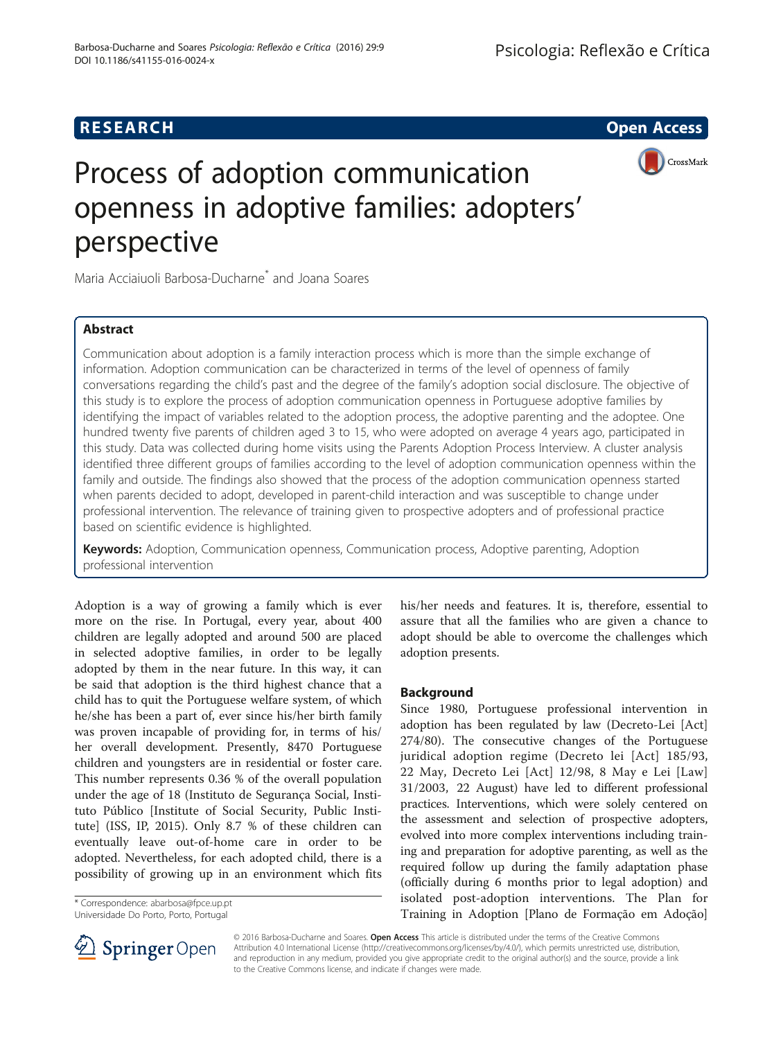RESEARCH

Open Access

# Process of adoption communication openness in adoptive families: adopters' perspective

Maria Acciaiuoli Barbosa-Ducharne* and Joana Soares

## Abstract

Communication about adoption is a family interaction process which is more than the simple exchange of information. Adoption communication can be characterized in terms of the level of openness of family conversations regarding the child's past and the degree of the family's adoption social disclosure. The objective of this study is to explore the process of adoption communication openness in Portuguese adoptive families by identifying the impact of variables related to the adoption process, the adoptive parenting and the adoptee. One hundred twenty five parents of children aged 3 to 15, who were adopted on average 4 years ago, participated in this study. Data was collected during home visits using the Parents Adoption Process Interview. A cluster analysis identified three different groups of families according to the level of adoption communication openness within the family and outside. The findings also showed that the process of the adoption communication openness started when parents decided to adopt, developed in parent-child interaction and was susceptible to change under professional intervention. The relevance of training given to prospective adopters and of professional practice based on scientific evidence is highlighted.

**Keywords:** Adoption, Communication openness, Communication process, Adoptive parenting, Adoption professional intervention

Adoption is a way of growing a family which is ever more on the rise. In Portugal, every year, about 400 children are legally adopted and around 500 are placed in selected adoptive families, in order to be legally adopted by them in the near future. In this way, it can be said that adoption is the third highest chance that a child has to quit the Portuguese welfare system, of which he/she has been a part of, ever since his/her birth family was proven incapable of providing for, in terms of his/her overall development. Presently, 8470 Portuguese children and youngsters are in residential or foster care. This number represents 0.36 % of the overall population under the age of 18 (Instituto de Segurança Social, Instituto Público [Institute of Social Security, Public Institute] (ISS, IP, 2015). Only 8.7 % of these children can eventually leave out-of-home care in order to be adopted. Nevertheless, for each adopted child, there is a possibility of growing up in an environment which fits his/her needs and features. It is, therefore, essential to assure that all the families who are given a chance to adopt should be able to overcome the challenges which adoption presents.

## Background

Since 1980, Portuguese professional intervention in adoption has been regulated by law (Decreto-Lei [Act] 274/80). The consecutive changes of the Portuguese juridical adoption regime (Decreto lei [Act] 185/93, 22 May, Decreto Lei [Act] 12/98, 8 May e Lei [Law] 31/2003, 22 August) have led to different professional practices. Interventions, which were solely centered on the assessment and selection of prospective adopters, evolved into more complex interventions including training and preparation for adoptive parenting, as well as the required follow up during the family adaptation phase (officially during 6 months prior to legal adoption) and isolated post-adoption interventions. The Plan for Training in Adoption [Plano de Formação em Adoção]

\* Correspondence: abarbosa@fpce.up.pt
Universidade Do Porto, Porto, Portugal

© 2016 Barbosa-Ducharne and Soares. **Open Access** This article is distributed under the terms of the Creative Commons Attribution 4.0 International License (http://creativecommons.org/licenses/by/4.0/), which permits unrestricted use, distribution, and reproduction in any medium, provided you give appropriate credit to the original author(s) and the source, provide a link to the Creative Commons license, and indicate if changes were made.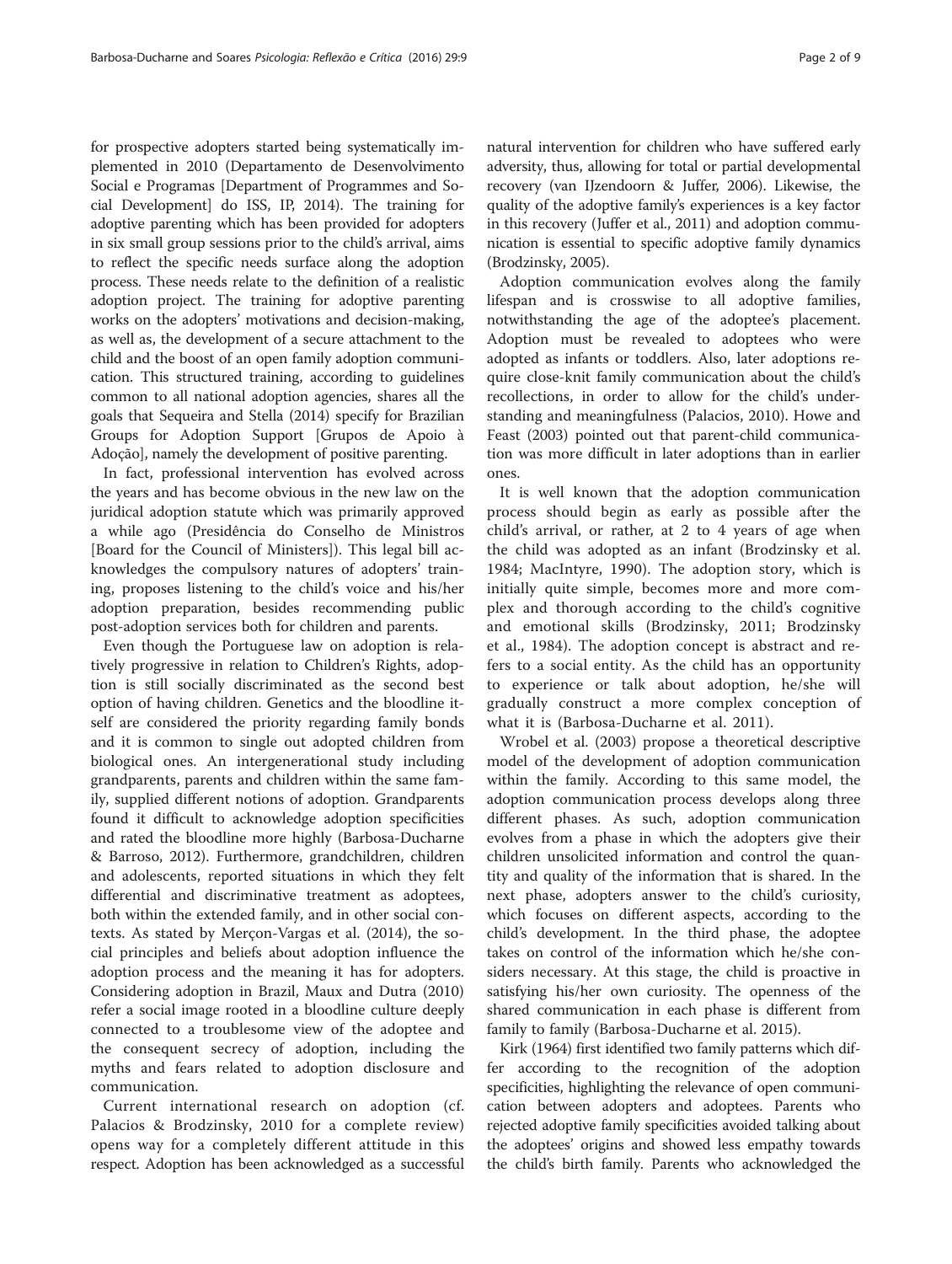for prospective adopters started being systematically implemented in 2010 (Departamento de Desenvolvimento Social e Programas [Department of Programmes and Social Development] do ISS, IP, 2014). The training for adoptive parenting which has been provided for adopters in six small group sessions prior to the child's arrival, aims to reflect the specific needs surface along the adoption process. These needs relate to the definition of a realistic adoption project. The training for adoptive parenting works on the adopters' motivations and decision-making, as well as, the development of a secure attachment to the child and the boost of an open family adoption communication. This structured training, according to guidelines common to all national adoption agencies, shares all the goals that Sequeira and Stella (2014) specify for Brazilian Groups for Adoption Support [Grupos de Apoio à Adoção], namely the development of positive parenting.

In fact, professional intervention has evolved across the years and has become obvious in the new law on the juridical adoption statute which was primarily approved a while ago (Presidência do Conselho de Ministros [Board for the Council of Ministers]). This legal bill acknowledges the compulsory natures of adopters' training, proposes listening to the child's voice and his/her adoption preparation, besides recommending public post-adoption services both for children and parents.

Even though the Portuguese law on adoption is relatively progressive in relation to Children's Rights, adoption is still socially discriminated as the second best option of having children. Genetics and the bloodline itself are considered the priority regarding family bonds and it is common to single out adopted children from biological ones. An intergenerational study including grandparents, parents and children within the same family, supplied different notions of adoption. Grandparents found it difficult to acknowledge adoption specificities and rated the bloodline more highly (Barbosa-Ducharne & Barroso, 2012). Furthermore, grandchildren, children and adolescents, reported situations in which they felt differential and discriminative treatment as adoptees, both within the extended family, and in other social contexts. As stated by Merçon-Vargas et al. (2014), the social principles and beliefs about adoption influence the adoption process and the meaning it has for adopters. Considering adoption in Brazil, Maux and Dutra (2010) refer a social image rooted in a bloodline culture deeply connected to a troublesome view of the adoptee and the consequent secrecy of adoption, including the myths and fears related to adoption disclosure and communication.

Current international research on adoption (cf. Palacios & Brodzinsky, 2010 for a complete review) opens way for a completely different attitude in this respect. Adoption has been acknowledged as a successful natural intervention for children who have suffered early adversity, thus, allowing for total or partial developmental recovery (van IJzendoorn & Juffer, 2006). Likewise, the quality of the adoptive family's experiences is a key factor in this recovery (Juffer et al., 2011) and adoption communication is essential to specific adoptive family dynamics (Brodzinsky, 2005).

Adoption communication evolves along the family lifespan and is crosswise to all adoptive families, notwithstanding the age of the adoptee's placement. Adoption must be revealed to adoptees who were adopted as infants or toddlers. Also, later adoptions require close-knit family communication about the child's recollections, in order to allow for the child's understanding and meaningfulness (Palacios, 2010). Howe and Feast (2003) pointed out that parent-child communication was more difficult in later adoptions than in earlier ones.

It is well known that the adoption communication process should begin as early as possible after the child's arrival, or rather, at 2 to 4 years of age when the child was adopted as an infant (Brodzinsky et al. 1984; MacIntyre, 1990). The adoption story, which is initially quite simple, becomes more and more complex and thorough according to the child's cognitive and emotional skills (Brodzinsky, 2011; Brodzinsky et al., 1984). The adoption concept is abstract and refers to a social entity. As the child has an opportunity to experience or talk about adoption, he/she will gradually construct a more complex conception of what it is (Barbosa-Ducharne et al. 2011).

Wrobel et al. (2003) propose a theoretical descriptive model of the development of adoption communication within the family. According to this same model, the adoption communication process develops along three different phases. As such, adoption communication evolves from a phase in which the adopters give their children unsolicited information and control the quantity and quality of the information that is shared. In the next phase, adopters answer to the child's curiosity, which focuses on different aspects, according to the child's development. In the third phase, the adoptee takes on control of the information which he/she considers necessary. At this stage, the child is proactive in satisfying his/her own curiosity. The openness of the shared communication in each phase is different from family to family (Barbosa-Ducharne et al. 2015).

Kirk (1964) first identified two family patterns which differ according to the recognition of the adoption specificities, highlighting the relevance of open communication between adopters and adoptees. Parents who rejected adoptive family specificities avoided talking about the adoptees' origins and showed less empathy towards the child's birth family. Parents who acknowledged the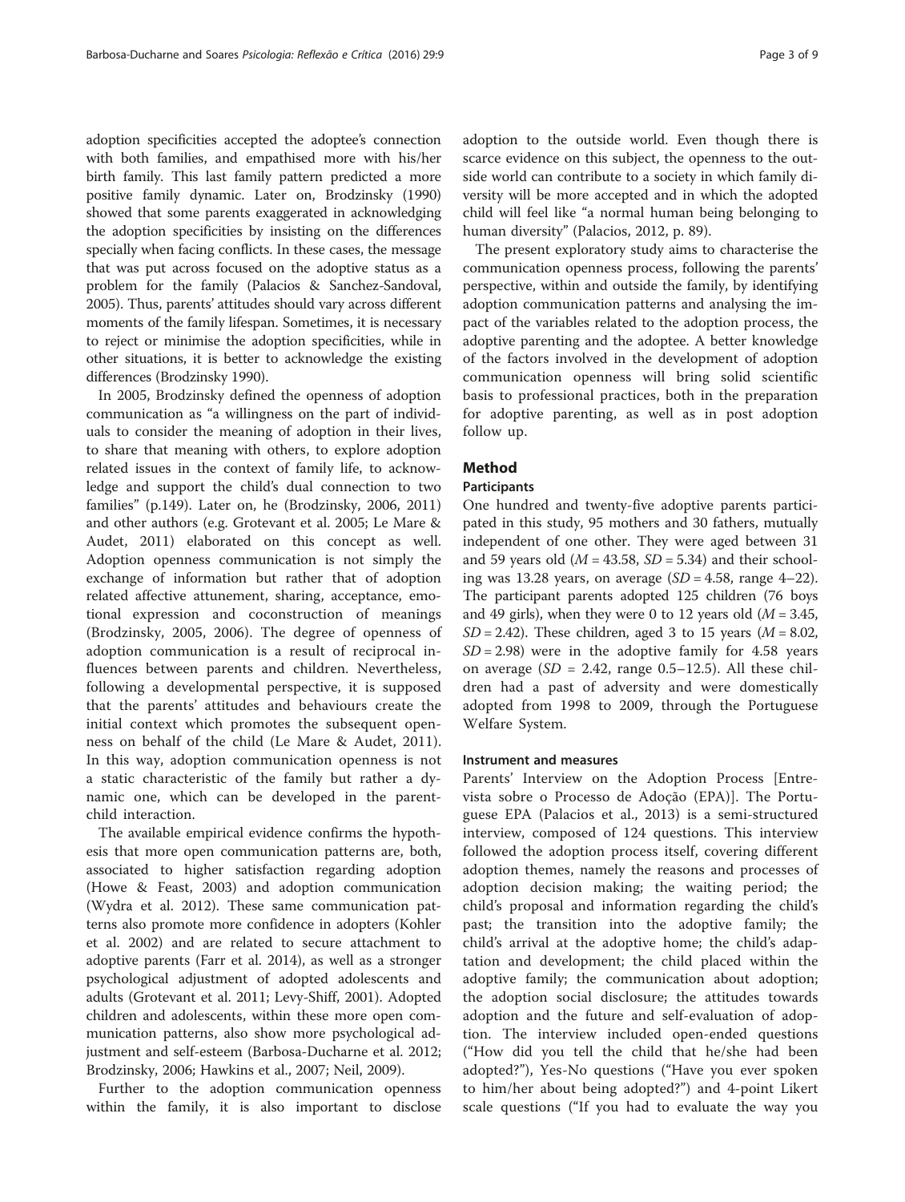adoption specificities accepted the adoptee's connection with both families, and empathised more with his/her birth family. This last family pattern predicted a more positive family dynamic. Later on, Brodzinsky (1990) showed that some parents exaggerated in acknowledging the adoption specificities by insisting on the differences specially when facing conflicts. In these cases, the message that was put across focused on the adoptive status as a problem for the family (Palacios & Sanchez-Sandoval, 2005). Thus, parents' attitudes should vary across different moments of the family lifespan. Sometimes, it is necessary to reject or minimise the adoption specificities, while in other situations, it is better to acknowledge the existing differences (Brodzinsky 1990).

In 2005, Brodzinsky defined the openness of adoption communication as "a willingness on the part of individuals to consider the meaning of adoption in their lives, to share that meaning with others, to explore adoption related issues in the context of family life, to acknowledge and support the child's dual connection to two families" (p.149). Later on, he (Brodzinsky, 2006, 2011) and other authors (e.g. Grotevant et al. 2005; Le Mare & Audet, 2011) elaborated on this concept as well. Adoption openness communication is not simply the exchange of information but rather that of adoption related affective attunement, sharing, acceptance, emotional expression and coconstruction of meanings (Brodzinsky, 2005, 2006). The degree of openness of adoption communication is a result of reciprocal influences between parents and children. Nevertheless, following a developmental perspective, it is supposed that the parents' attitudes and behaviours create the initial context which promotes the subsequent openness on behalf of the child (Le Mare & Audet, 2011). In this way, adoption communication openness is not a static characteristic of the family but rather a dynamic one, which can be developed in the parent-child interaction.

The available empirical evidence confirms the hypothesis that more open communication patterns are, both, associated to higher satisfaction regarding adoption (Howe & Feast, 2003) and adoption communication (Wydra et al. 2012). These same communication patterns also promote more confidence in adopters (Kohler et al. 2002) and are related to secure attachment to adoptive parents (Farr et al. 2014), as well as a stronger psychological adjustment of adopted adolescents and adults (Grotevant et al. 2011; Levy-Shiff, 2001). Adopted children and adolescents, within these more open communication patterns, also show more psychological adjustment and self-esteem (Barbosa-Ducharne et al. 2012; Brodzinsky, 2006; Hawkins et al., 2007; Neil, 2009).

Further to the adoption communication openness within the family, it is also important to disclose adoption to the outside world. Even though there is scarce evidence on this subject, the openness to the outside world can contribute to a society in which family diversity will be more accepted and in which the adopted child will feel like "a normal human being belonging to human diversity" (Palacios, 2012, p. 89).

The present exploratory study aims to characterise the communication openness process, following the parents' perspective, within and outside the family, by identifying adoption communication patterns and analysing the impact of the variables related to the adoption process, the adoptive parenting and the adoptee. A better knowledge of the factors involved in the development of adoption communication openness will bring solid scientific basis to professional practices, both in the preparation for adoptive parenting, as well as in post adoption follow up.

## Method

### Participants

One hundred and twenty-five adoptive parents participated in this study, 95 mothers and 30 fathers, mutually independent of one other. They were aged between 31 and 59 years old ($M = 43.58$, $SD = 5.34$) and their schooling was 13.28 years, on average ($SD = 4.58$, range 4–22). The participant parents adopted 125 children (76 boys and 49 girls), when they were 0 to 12 years old ($M = 3.45$, $SD = 2.42$). These children, aged 3 to 15 years ($M = 8.02$, $SD = 2.98$) were in the adoptive family for 4.58 years on average ($SD = 2.42$, range 0.5–12.5). All these children had a past of adversity and were domestically adopted from 1998 to 2009, through the Portuguese Welfare System.

### Instrument and measures

Parents' Interview on the Adoption Process [Entrevista sobre o Processo de Adoção (EPA)]. The Portuguese EPA (Palacios et al., 2013) is a semi-structured interview, composed of 124 questions. This interview followed the adoption process itself, covering different adoption themes, namely the reasons and processes of adoption decision making; the waiting period; the child's proposal and information regarding the child's past; the transition into the adoptive family; the child's arrival at the adoptive home; the child's adaptation and development; the child placed within the adoptive family; the communication about adoption; the adoption social disclosure; the attitudes towards adoption and the future and self-evaluation of adoption. The interview included open-ended questions ("How did you tell the child that he/she had been adopted?"), Yes-No questions ("Have you ever spoken to him/her about being adopted?") and 4-point Likert scale questions ("If you had to evaluate the way you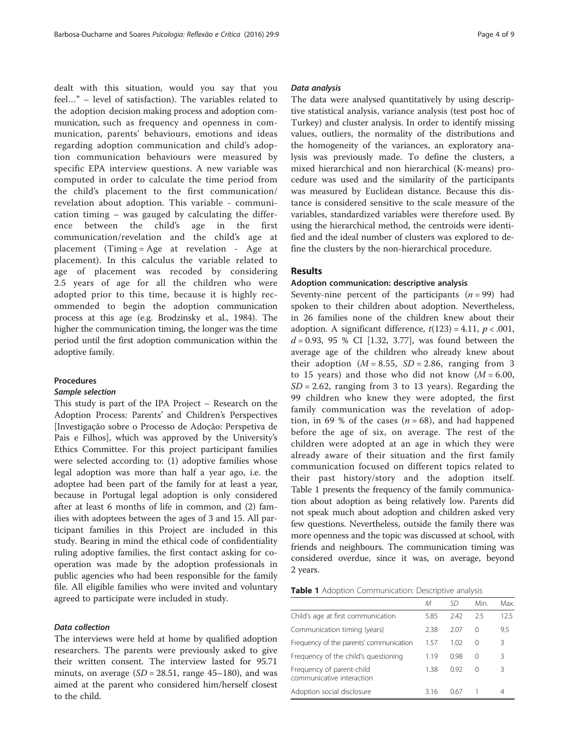dealt with this situation, would you say that you feel…" – level of satisfaction). The variables related to the adoption decision making process and adoption communication, such as frequency and openness in communication, parents' behaviours, emotions and ideas regarding adoption communication and child's adoption communication behaviours were measured by specific EPA interview questions. A new variable was computed in order to calculate the time period from the child's placement to the first communication/revelation about adoption. This variable - communication timing – was gauged by calculating the difference between the child's age in the first communication/revelation and the child's age at placement (Timing = Age at revelation - Age at placement). In this calculus the variable related to age of placement was recoded by considering 2.5 years of age for all the children who were adopted prior to this time, because it is highly recommended to begin the adoption communication process at this age (e.g. Brodzinsky et al., 1984). The higher the communication timing, the longer was the time period until the first adoption communication within the adoptive family.

### Procedures

#### *Sample selection*

This study is part of the IPA Project – Research on the Adoption Process: Parents' and Children's Perspectives [Investigação sobre o Processo de Adoção: Perspetiva de Pais e Filhos], which was approved by the University's Ethics Committee. For this project participant families were selected according to: (1) adoptive families whose legal adoption was more than half a year ago, i.e. the adoptee had been part of the family for at least a year, because in Portugal legal adoption is only considered after at least 6 months of life in common, and (2) families with adoptees between the ages of 3 and 15. All participant families in this Project are included in this study. Bearing in mind the ethical code of confidentiality ruling adoptive families, the first contact asking for cooperation was made by the adoption professionals in public agencies who had been responsible for the family file. All eligible families who were invited and voluntary agreed to participate were included in study.

#### *Data collection*

The interviews were held at home by qualified adoption researchers. The parents were previously asked to give their written consent. The interview lasted for 95.71 minuts, on average ($SD = 28.51$, range 45–180), and was aimed at the parent who considered him/herself closest to the child.

#### *Data analysis*

The data were analysed quantitatively by using descriptive statistical analysis, variance analysis (test post hoc of Turkey) and cluster analysis. In order to identify missing values, outliers, the normality of the distributions and the homogeneity of the variances, an exploratory analysis was previously made. To define the clusters, a mixed hierarchical and non hierarchical (K-means) procedure was used and the similarity of the participants was measured by Euclidean distance. Because this distance is considered sensitive to the scale measure of the variables, standardized variables were therefore used. By using the hierarchical method, the centroids were identified and the ideal number of clusters was explored to define the clusters by the non-hierarchical procedure.

## Results

### Adoption communication: descriptive analysis

Seventy-nine percent of the participants ($n = 99$) had spoken to their children about adoption. Nevertheless, in 26 families none of the children knew about their adoption. A significant difference, $t(123) = 4.11$, $p < .001$, $d = 0.93$, 95 % CI [1.32, 3.77], was found between the average age of the children who already knew about their adoption ($M = 8.55$, $SD = 2.86$, ranging from 3 to 15 years) and those who did not know ($M = 6.00$, $SD = 2.62$, ranging from 3 to 13 years). Regarding the 99 children who knew they were adopted, the first family communication was the revelation of adoption, in 69 % of the cases ($n = 68$), and had happened before the age of six, on average. The rest of the children were adopted at an age in which they were already aware of their situation and the first family communication focused on different topics related to their past history/story and the adoption itself. Table 1 presents the frequency of the family communication about adoption as being relatively low. Parents did not speak much about adoption and children asked very few questions. Nevertheless, outside the family there was more openness and the topic was discussed at school, with friends and neighbours. The communication timing was considered overdue, since it was, on average, beyond 2 years.

**Table 1** Adoption Communication: Descriptive analysis

| | *M* | *SD* | Min. | Max. |
|---|---|---|---|---|
| Child's age at first communication | 5.85 | 2.42 | 2.5 | 12.5 |
| Communication timing (years) | 2.38 | 2.07 | 0 | 9.5 |
| Frequency of the parents' communication | 1.57 | 1.02 | 0 | 3 |
| Frequency of the child's questioning | 1.19 | 0.98 | 0 | 3 |
| Frequency of parent-child communicative interaction | 1.38 | 0.92 | 0 | 3 |
| Adoption social disclosure | 3.16 | 0.67 | 1 | 4 |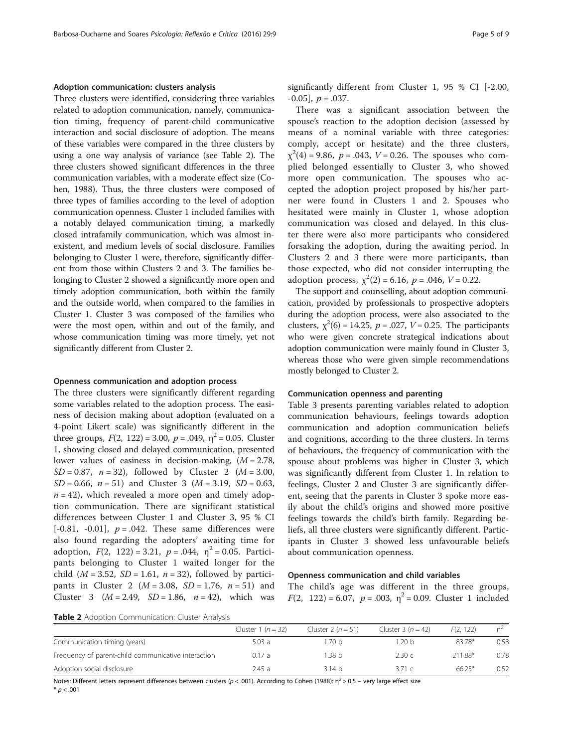### Adoption communication: clusters analysis

Three clusters were identified, considering three variables related to adoption communication, namely, communication timing, frequency of parent-child communicative interaction and social disclosure of adoption. The means of these variables were compared in the three clusters by using a one way analysis of variance (see Table 2). The three clusters showed significant differences in the three communication variables, with a moderate effect size (Cohen, 1988). Thus, the three clusters were composed of three types of families according to the level of adoption communication openness. Cluster 1 included families with a notably delayed communication timing, a markedly closed intrafamily communication, which was almost inexistent, and medium levels of social disclosure. Families belonging to Cluster 1 were, therefore, significantly different from those within Clusters 2 and 3. The families belonging to Cluster 2 showed a significantly more open and timely adoption communication, both within the family and the outside world, when compared to the families in Cluster 1. Cluster 3 was composed of the families who were the most open, within and out of the family, and whose communication timing was more timely, yet not significantly different from Cluster 2.

### Openness communication and adoption process

The three clusters were significantly different regarding some variables related to the adoption process. The easiness of decision making about adoption (evaluated on a 4-point Likert scale) was significantly different in the three groups, $F(2,\ 122) = 3.00$, $p = .049$, $\eta^2 = 0.05$. Cluster 1, showing closed and delayed communication, presented lower values of easiness in decision-making, ($M = 2.78$, $SD = 0.87$, $n = 32$), followed by Cluster 2 ($M = 3.00$, $SD = 0.66$, $n = 51$) and Cluster 3 ($M = 3.19$, $SD = 0.63$, $n = 42$), which revealed a more open and timely adoption communication. There are significant statistical differences between Cluster 1 and Cluster 3, 95 % CI [-0.81, -0.01], $p = .042$. These same differences were also found regarding the adopters' awaiting time for adoption, $F(2,\ 122) = 3.21$, $p = .044$, $\eta^2 = 0.05$. Participants belonging to Cluster 1 waited longer for the child ($M = 3.52$, $SD = 1.61$, $n = 32$), followed by participants in Cluster 2 ($M = 3.08$, $SD = 1.76$, $n = 51$) and Cluster 3 ($M = 2.49$, $SD = 1.86$, $n = 42$), which was significantly different from Cluster 1, 95 % CI [-2.00, -0.05], $p = .037$.

There was a significant association between the spouse's reaction to the adoption decision (assessed by means of a nominal variable with three categories: comply, accept or hesitate) and the three clusters, $\chi^2(4) = 9.86$, $p = .043$, $V = 0.26$. The spouses who complied belonged essentially to Cluster 3, who showed more open communication. The spouses who accepted the adoption project proposed by his/her partner were found in Clusters 1 and 2. Spouses who hesitated were mainly in Cluster 1, whose adoption communication was closed and delayed. In this cluster there were also more participants who considered forsaking the adoption, during the awaiting period. In Clusters 2 and 3 there were more participants, than those expected, who did not consider interrupting the adoption process, $\chi^2(2) = 6.16$, $p = .046$, $V = 0.22$.

The support and counselling, about adoption communication, provided by professionals to prospective adopters during the adoption process, were also associated to the clusters, $\chi^2(6) = 14.25$, $p = .027$, $V = 0.25$. The participants who were given concrete strategical indications about adoption communication were mainly found in Cluster 3, whereas those who were given simple recommendations mostly belonged to Cluster 2.

### Communication openness and parenting

Table 3 presents parenting variables related to adoption communication behaviours, feelings towards adoption communication and adoption communication beliefs and cognitions, according to the three clusters. In terms of behaviours, the frequency of communication with the spouse about problems was higher in Cluster 3, which was significantly different from Cluster 1. In relation to feelings, Cluster 2 and Cluster 3 are significantly different, seeing that the parents in Cluster 3 spoke more easily about the child's origins and showed more positive feelings towards the child's birth family. Regarding beliefs, all three clusters were significantly different. Participants in Cluster 3 showed less unfavourable beliefs about communication openness.

### Openness communication and child variables

The child's age was different in the three groups, $F(2,\ 122) = 6.07$, $p = .003$, $\eta^2 = 0.09$. Cluster 1 included

**Table 2** Adoption Communication: Cluster Analysis

| | Cluster 1 ($n = 32$) | Cluster 2 ($n = 51$) | Cluster 3 ($n = 42$) | $F(2, 122)$ | $\eta^2$ |
|---|---|---|---|---|---|
| Communication timing (years) | 5.03 a | 1.70 b | 1.20 b | 83.78* | 0.58 |
| Frequency of parent-child communicative interaction | 0.17 a | 1.38 b | 2.30 c | 211.88* | 0.78 |
| Adoption social disclosure | 2.45 a | 3.14 b | 3.71 c | 66.25* | 0.52 |

Notes: Different letters represent differences between clusters ($p < .001$). According to Cohen (1988): $\eta^2 > 0.5$ – very large effect size
* $p < .001$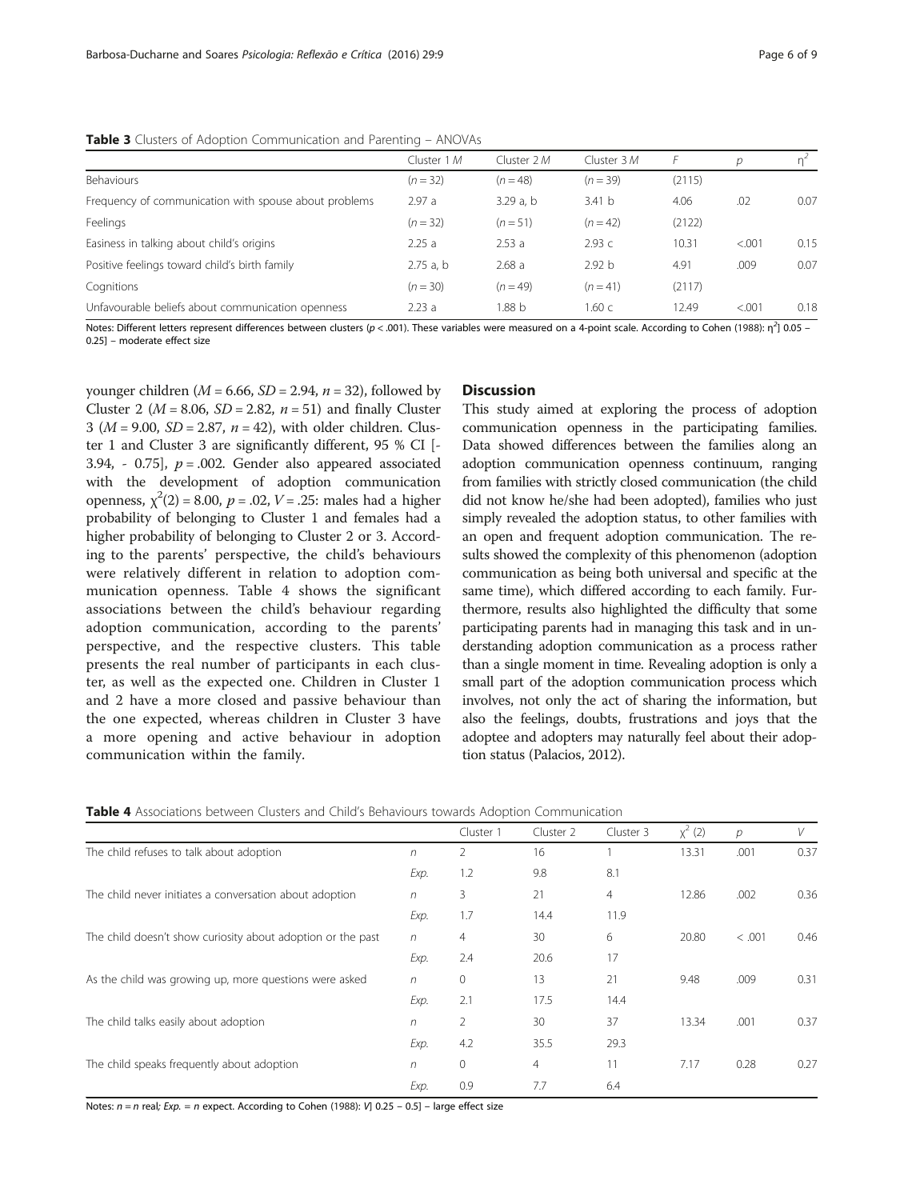**Table 3** Clusters of Adoption Communication and Parenting – ANOVAs

| | Cluster 1 *M* | Cluster 2 *M* | Cluster 3 *M* | *F* | *p* | $\eta^2$ |
|---|---|---|---|---|---|---|
| Behaviours | ($n = 32$) | ($n = 48$) | ($n = 39$) | (2115) | | |
| Frequency of communication with spouse about problems | 2.97 a | 3.29 a, b | 3.41 b | 4.06 | .02 | 0.07 |
| Feelings | ($n = 32$) | ($n = 51$) | ($n = 42$) | (2122) | | |
| Easiness in talking about child's origins | 2.25 a | 2.53 a | 2.93 c | 10.31 | <.001 | 0.15 |
| Positive feelings toward child's birth family | 2.75 a, b | 2.68 a | 2.92 b | 4.91 | .009 | 0.07 |
| Cognitions | ($n = 30$) | ($n = 49$) | ($n = 41$) | (2117) | | |
| Unfavourable beliefs about communication openness | 2.23 a | 1.88 b | 1.60 c | 12.49 | <.001 | 0.18 |

Notes: Different letters represent differences between clusters ($p < .001$). These variables were measured on a 4-point scale. According to Cohen (1988): $\eta^2$] 0.05 – 0.25] – moderate effect size

younger children ($M = 6.66$, $SD = 2.94$, $n = 32$), followed by Cluster 2 ($M = 8.06$, $SD = 2.82$, $n = 51$) and finally Cluster 3 ($M = 9.00$, $SD = 2.87$, $n = 42$), with older children. Cluster 1 and Cluster 3 are significantly different, 95 % CI [-3.94, - 0.75], $p = .002$. Gender also appeared associated with the development of adoption communication openness, $\chi^2(2) = 8.00$, $p = .02$, $V = .25$: males had a higher probability of belonging to Cluster 1 and females had a higher probability of belonging to Cluster 2 or 3. According to the parents' perspective, the child's behaviours were relatively different in relation to adoption communication openness. Table 4 shows the significant associations between the child's behaviour regarding adoption communication, according to the parents' perspective, and the respective clusters. This table presents the real number of participants in each cluster, as well as the expected one. Children in Cluster 1 and 2 have a more closed and passive behaviour than the one expected, whereas children in Cluster 3 have a more opening and active behaviour in adoption communication within the family.

## Discussion

This study aimed at exploring the process of adoption communication openness in the participating families. Data showed differences between the families along an adoption communication openness continuum, ranging from families with strictly closed communication (the child did not know he/she had been adopted), families who just simply revealed the adoption status, to other families with an open and frequent adoption communication. The results showed the complexity of this phenomenon (adoption communication as being both universal and specific at the same time), which differed according to each family. Furthermore, results also highlighted the difficulty that some participating parents had in managing this task and in understanding adoption communication as a process rather than a single moment in time. Revealing adoption is only a small part of the adoption communication process which involves, not only the act of sharing the information, but also the feelings, doubts, frustrations and joys that the adoptee and adopters may naturally feel about their adoption status (Palacios, 2012).

**Table 4** Associations between Clusters and Child's Behaviours towards Adoption Communication

| | | Cluster 1 | Cluster 2 | Cluster 3 | $\chi^2$ (2) | *p* | *V* |
|---|---|---|---|---|---|---|---|
| The child refuses to talk about adoption | *n* | 2 | 16 | 1 | 13.31 | .001 | 0.37 |
| | *Exp.* | 1.2 | 9.8 | 8.1 | | | |
| The child never initiates a conversation about adoption | *n* | 3 | 21 | 4 | 12.86 | .002 | 0.36 |
| | *Exp.* | 1.7 | 14.4 | 11.9 | | | |
| The child doesn't show curiosity about adoption or the past | *n* | 4 | 30 | 6 | 20.80 | < .001 | 0.46 |
| | *Exp.* | 2.4 | 20.6 | 17 | | | |
| As the child was growing up, more questions were asked | *n* | 0 | 13 | 21 | 9.48 | .009 | 0.31 |
| | *Exp.* | 2.1 | 17.5 | 14.4 | | | |
| The child talks easily about adoption | *n* | 2 | 30 | 37 | 13.34 | .001 | 0.37 |
| | *Exp.* | 4.2 | 35.5 | 29.3 | | | |
| The child speaks frequently about adoption | *n* | 0 | 4 | 11 | 7.17 | 0.28 | 0.27 |
| | *Exp.* | 0.9 | 7.7 | 6.4 | | | |

Notes: $n = n$ real; *Exp.* = $n$ expect. According to Cohen (1988): *V*] 0.25 – 0.5] – large effect size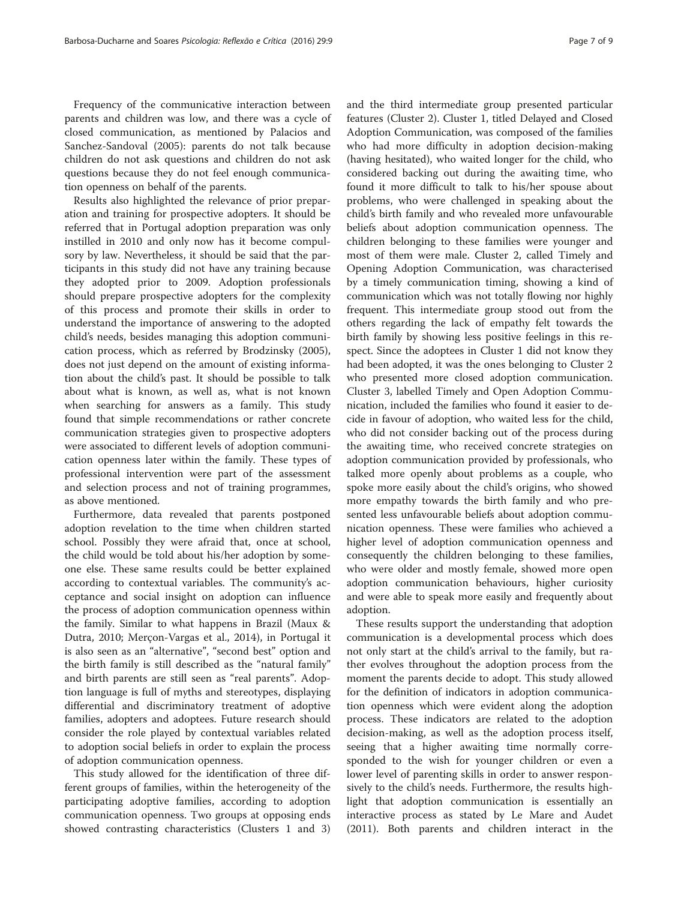Frequency of the communicative interaction between parents and children was low, and there was a cycle of closed communication, as mentioned by Palacios and Sanchez-Sandoval (2005): parents do not talk because children do not ask questions and children do not ask questions because they do not feel enough communication openness on behalf of the parents.

Results also highlighted the relevance of prior preparation and training for prospective adopters. It should be referred that in Portugal adoption preparation was only instilled in 2010 and only now has it become compulsory by law. Nevertheless, it should be said that the participants in this study did not have any training because they adopted prior to 2009. Adoption professionals should prepare prospective adopters for the complexity of this process and promote their skills in order to understand the importance of answering to the adopted child's needs, besides managing this adoption communication process, which as referred by Brodzinsky (2005), does not just depend on the amount of existing information about the child's past. It should be possible to talk about what is known, as well as, what is not known when searching for answers as a family. This study found that simple recommendations or rather concrete communication strategies given to prospective adopters were associated to different levels of adoption communication openness later within the family. These types of professional intervention were part of the assessment and selection process and not of training programmes, as above mentioned.

Furthermore, data revealed that parents postponed adoption revelation to the time when children started school. Possibly they were afraid that, once at school, the child would be told about his/her adoption by someone else. These same results could be better explained according to contextual variables. The community's acceptance and social insight on adoption can influence the process of adoption communication openness within the family. Similar to what happens in Brazil (Maux & Dutra, 2010; Merçon-Vargas et al., 2014), in Portugal it is also seen as an "alternative", "second best" option and the birth family is still described as the "natural family" and birth parents are still seen as "real parents". Adoption language is full of myths and stereotypes, displaying differential and discriminatory treatment of adoptive families, adopters and adoptees. Future research should consider the role played by contextual variables related to adoption social beliefs in order to explain the process of adoption communication openness.

This study allowed for the identification of three different groups of families, within the heterogeneity of the participating adoptive families, according to adoption communication openness. Two groups at opposing ends showed contrasting characteristics (Clusters 1 and 3) and the third intermediate group presented particular features (Cluster 2). Cluster 1, titled Delayed and Closed Adoption Communication, was composed of the families who had more difficulty in adoption decision-making (having hesitated), who waited longer for the child, who considered backing out during the awaiting time, who found it more difficult to talk to his/her spouse about problems, who were challenged in speaking about the child's birth family and who revealed more unfavourable beliefs about adoption communication openness. The children belonging to these families were younger and most of them were male. Cluster 2, called Timely and Opening Adoption Communication, was characterised by a timely communication timing, showing a kind of communication which was not totally flowing nor highly frequent. This intermediate group stood out from the others regarding the lack of empathy felt towards the birth family by showing less positive feelings in this respect. Since the adoptees in Cluster 1 did not know they had been adopted, it was the ones belonging to Cluster 2 who presented more closed adoption communication. Cluster 3, labelled Timely and Open Adoption Communication, included the families who found it easier to decide in favour of adoption, who waited less for the child, who did not consider backing out of the process during the awaiting time, who received concrete strategies on adoption communication provided by professionals, who talked more openly about problems as a couple, who spoke more easily about the child's origins, who showed more empathy towards the birth family and who presented less unfavourable beliefs about adoption communication openness. These were families who achieved a higher level of adoption communication openness and consequently the children belonging to these families, who were older and mostly female, showed more open adoption communication behaviours, higher curiosity and were able to speak more easily and frequently about adoption.

These results support the understanding that adoption communication is a developmental process which does not only start at the child's arrival to the family, but rather evolves throughout the adoption process from the moment the parents decide to adopt. This study allowed for the definition of indicators in adoption communication openness which were evident along the adoption process. These indicators are related to the adoption decision-making, as well as the adoption process itself, seeing that a higher awaiting time normally corresponded to the wish for younger children or even a lower level of parenting skills in order to answer responsively to the child's needs. Furthermore, the results highlight that adoption communication is essentially an interactive process as stated by Le Mare and Audet (2011). Both parents and children interact in the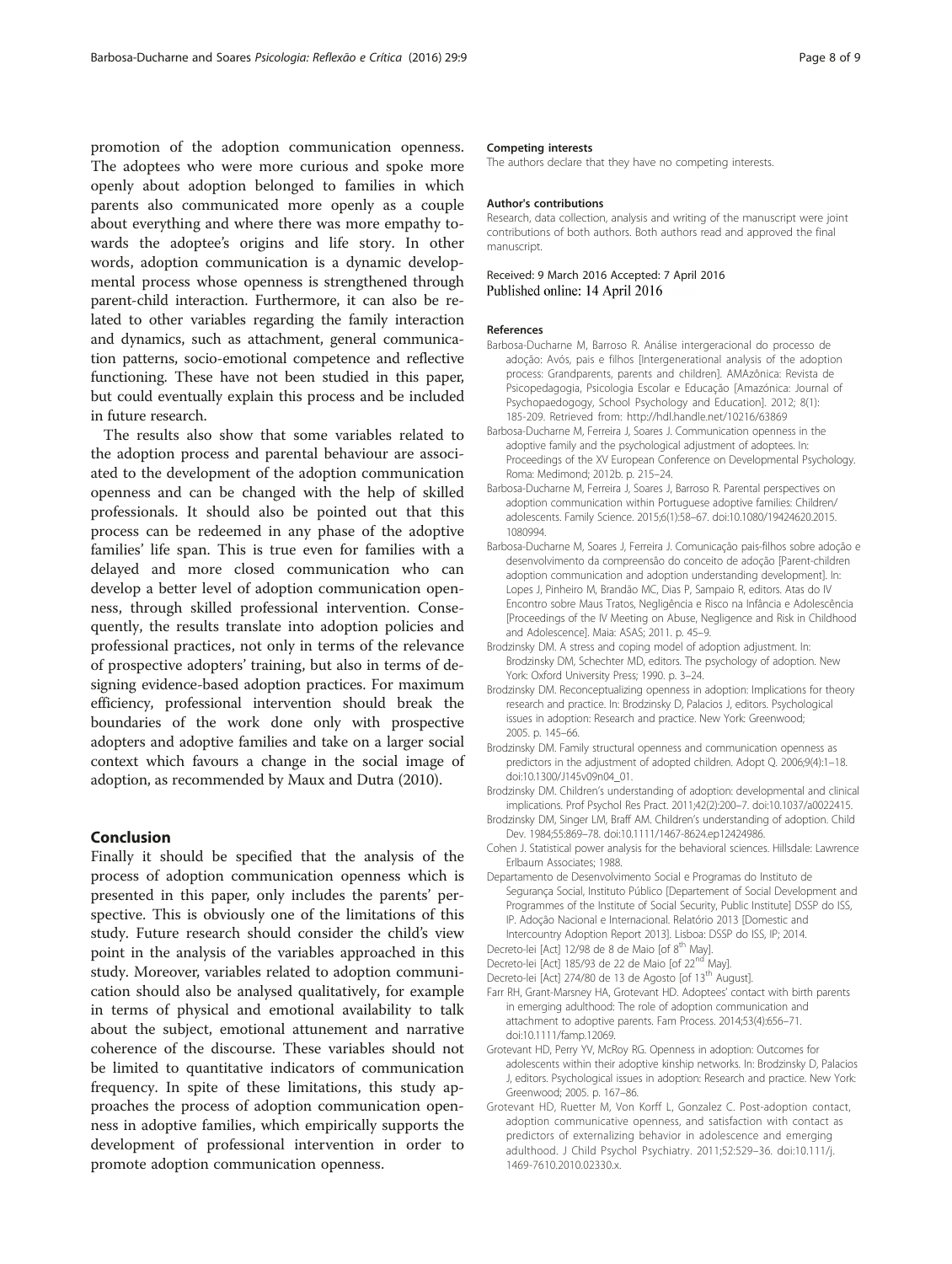promotion of the adoption communication openness. The adoptees who were more curious and spoke more openly about adoption belonged to families in which parents also communicated more openly as a couple about everything and where there was more empathy towards the adoptee's origins and life story. In other words, adoption communication is a dynamic developmental process whose openness is strengthened through parent-child interaction. Furthermore, it can also be related to other variables regarding the family interaction and dynamics, such as attachment, general communication patterns, socio-emotional competence and reflective functioning. These have not been studied in this paper, but could eventually explain this process and be included in future research.

The results also show that some variables related to the adoption process and parental behaviour are associated to the development of the adoption communication openness and can be changed with the help of skilled professionals. It should also be pointed out that this process can be redeemed in any phase of the adoptive families' life span. This is true even for families with a delayed and more closed communication who can develop a better level of adoption communication openness, through skilled professional intervention. Consequently, the results translate into adoption policies and professional practices, not only in terms of the relevance of prospective adopters' training, but also in terms of designing evidence-based adoption practices. For maximum efficiency, professional intervention should break the boundaries of the work done only with prospective adopters and adoptive families and take on a larger social context which favours a change in the social image of adoption, as recommended by Maux and Dutra (2010).

## Conclusion

Finally it should be specified that the analysis of the process of adoption communication openness which is presented in this paper, only includes the parents' perspective. This is obviously one of the limitations of this study. Future research should consider the child's view point in the analysis of the variables approached in this study. Moreover, variables related to adoption communication should also be analysed qualitatively, for example in terms of physical and emotional availability to talk about the subject, emotional attunement and narrative coherence of the discourse. These variables should not be limited to quantitative indicators of communication frequency. In spite of these limitations, this study approaches the process of adoption communication openness in adoptive families, which empirically supports the development of professional intervention in order to promote adoption communication openness.

#### Competing interests

The authors declare that they have no competing interests.

#### Author's contributions

Research, data collection, analysis and writing of the manuscript were joint contributions of both authors. Both authors read and approved the final manuscript.

Received: 9 March 2016 Accepted: 7 April 2016
Published online: 14 April 2016

#### References

Barbosa-Ducharne M, Barroso R. Análise intergeracional do processo de adoção: Avós, pais e filhos [Intergenerational analysis of the adoption process: Grandparents, parents and children]. AMAzônica: Revista de Psicopedagogia, Psicologia Escolar e Educação [Amazônica: Journal of Psychopaedogogy, School Psychology and Education]. 2012; 8(1): 185-209. Retrieved from: http://hdl.handle.net/10216/63869

Barbosa-Ducharne M, Ferreira J, Soares J. Communication openness in the adoptive family and the psychological adjustment of adoptees. In: Proceedings of the XV European Conference on Developmental Psychology. Roma: Medimond; 2012b. p. 215–24.

Barbosa-Ducharne M, Ferreira J, Soares J, Barroso R. Parental perspectives on adoption communication within Portuguese adoptive families: Children/adolescents. Family Science. 2015;6(1):58–67. doi:10.1080/19424620.2015.1080994.

Barbosa-Ducharne M, Soares J, Ferreira J. Comunicação pais-filhos sobre adoção e desenvolvimento da compreensão do conceito de adoção [Parent-children adoption communication and adoption understanding development]. In: Lopes J, Pinheiro M, Brandão MC, Dias P, Sampaio R, editors. Atas do IV Encontro sobre Maus Tratos, Negligência e Risco na Infância e Adolescência [Proceedings of the IV Meeting on Abuse, Negligence and Risk in Childhood and Adolescence]. Maia: ASAS; 2011. p. 45–9.

Brodzinsky DM. A stress and coping model of adoption adjustment. In: Brodzinsky DM, Schechter MD, editors. The psychology of adoption. New York: Oxford University Press; 1990. p. 3–24.

Brodzinsky DM. Reconceptualizing openness in adoption: Implications for theory research and practice. In: Brodzinsky D, Palacios J, editors. Psychological issues in adoption: Research and practice. New York: Greenwood; 2005. p. 145–66.

Brodzinsky DM. Family structural openness and communication openness as predictors in the adjustment of adopted children. Adopt Q. 2006;9(4):1–18. doi:10.1300/J145v09n04_01.

Brodzinsky DM. Children's understanding of adoption: developmental and clinical implications. Prof Psychol Res Pract. 2011;42(2):200–7. doi:10.1037/a0022415.

Brodzinsky DM, Singer LM, Braff AM. Children's understanding of adoption. Child Dev. 1984;55:869–78. doi:10.1111/1467-8624.ep12424986.

Cohen J. Statistical power analysis for the behavioral sciences. Hillsdale: Lawrence Erlbaum Associates; 1988.

Departamento de Desenvolvimento Social e Programas do Instituto de Segurança Social, Instituto Público [Departement of Social Development and Programmes of the Institute of Social Security, Public Institute] DSSP do ISS, IP. Adoção Nacional e Internacional. Relatório 2013 [Domestic and Intercountry Adoption Report 2013]. Lisboa: DSSP do ISS, IP; 2014.

Decreto-lei [Act] 12/98 de 8 de Maio [of 8th May].

Decreto-lei [Act] 185/93 de 22 de Maio [of 22nd May].

Decreto-lei [Act] 274/80 de 13 de Agosto [of 13th August].

Farr RH, Grant-Marsney HA, Grotevant HD. Adoptees' contact with birth parents in emerging adulthood: The role of adoption communication and attachment to adoptive parents. Fam Process. 2014;53(4):656–71. doi:10.1111/famp.12069.

Grotevant HD, Perry YV, McRoy RG. Openness in adoption: Outcomes for adolescents within their adoptive kinship networks. In: Brodzinsky D, Palacios J, editors. Psychological issues in adoption: Research and practice. New York: Greenwood; 2005. p. 167–86.

Grotevant HD, Ruetter M, Von Korff L, Gonzalez C. Post-adoption contact, adoption communicative openness, and satisfaction with contact as predictors of externalizing behavior in adolescence and emerging adulthood. J Child Psychol Psychiatry. 2011;52:529–36. doi:10.111/j.1469-7610.2010.02330.x.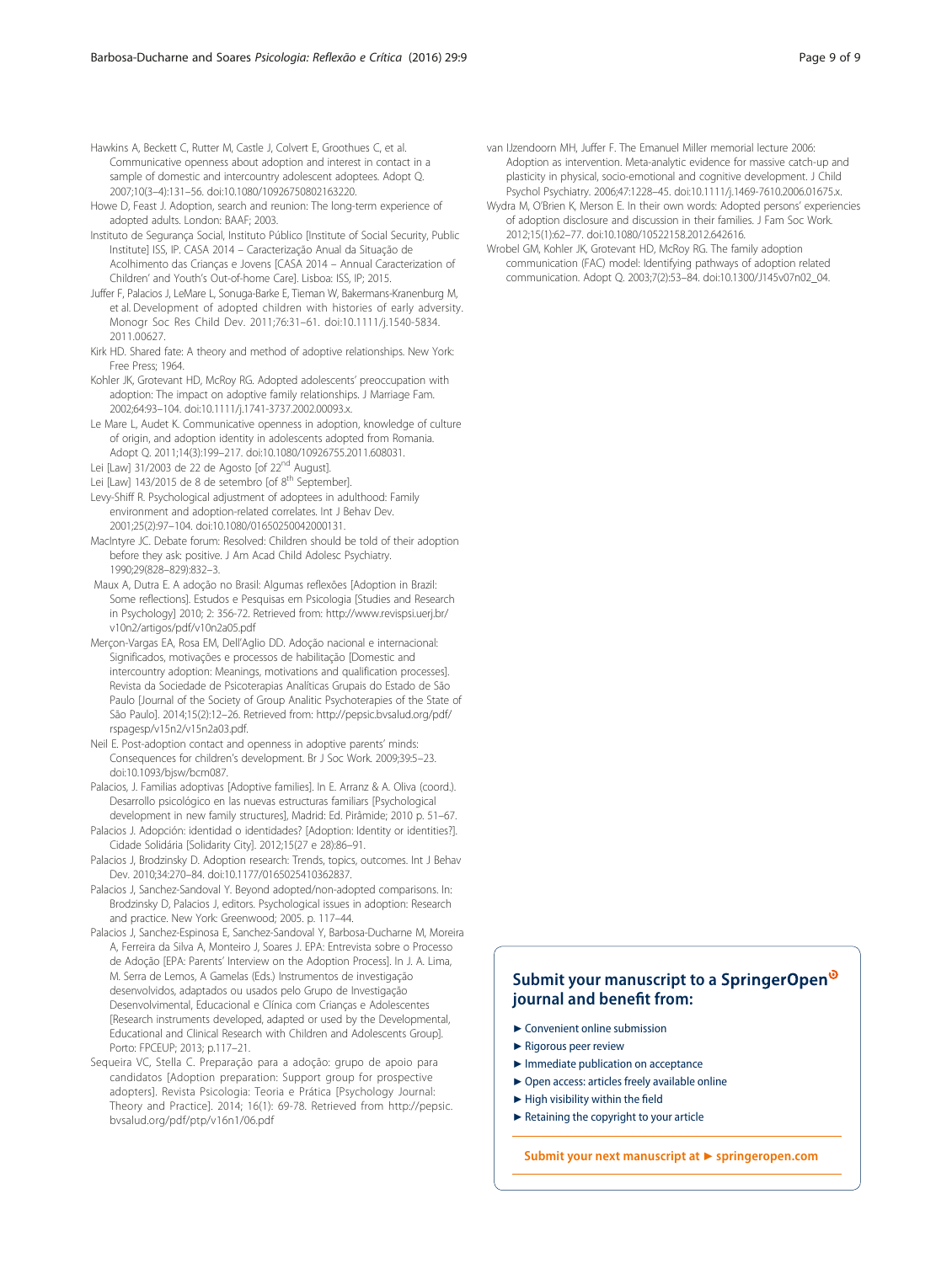Hawkins A, Beckett C, Rutter M, Castle J, Colvert E, Groothues C, et al. Communicative openness about adoption and interest in contact in a sample of domestic and intercountry adolescent adoptees. Adopt Q. 2007;10(3–4):131–56. doi:10.1080/10926750802163220.

Howe D, Feast J. Adoption, search and reunion: The long-term experience of adopted adults. London: BAAF; 2003.

Instituto de Segurança Social, Instituto Público [Institute of Social Security, Public Institute] ISS, IP. CASA 2014 – Caracterização Anual da Situação de Acolhimento das Crianças e Jovens [CASA 2014 – Annual Caracterization of Children' and Youth's Out-of-home Care]. Lisboa: ISS, IP; 2015.

Juffer F, Palacios J, LeMare L, Sonuga-Barke E, Tieman W, Bakermans-Kranenburg M, et al. Development of adopted children with histories of early adversity. Monogr Soc Res Child Dev. 2011;76:31–61. doi:10.1111/j.1540-5834.2011.00627.

Kirk HD. Shared fate: A theory and method of adoptive relationships. New York: Free Press; 1964.

Kohler JK, Grotevant HD, McRoy RG. Adopted adolescents' preoccupation with adoption: The impact on adoptive family relationships. J Marriage Fam. 2002;64:93–104. doi:10.1111/j.1741-3737.2002.00093.x.

Le Mare L, Audet K. Communicative openness in adoption, knowledge of culture of origin, and adoption identity in adolescents adopted from Romania. Adopt Q. 2011;14(3):199–217. doi:10.1080/10926755.2011.608031.

Lei [Law] 31/2003 de 22 de Agosto [of 22nd August].

Lei [Law] 143/2015 de 8 de setembro [of 8th September].

Levy-Shiff R. Psychological adjustment of adoptees in adulthood: Family environment and adoption-related correlates. Int J Behav Dev. 2001;25(2):97–104. doi:10.1080/01650250042000131.

MacIntyre JC. Debate forum: Resolved: Children should be told of their adoption before they ask: positive. J Am Acad Child Adolesc Psychiatry. 1990;29(828–829):832–3.

Maux A, Dutra E. A adoção no Brasil: Algumas reflexões [Adoption in Brazil: Some reflections]. Estudos e Pesquisas em Psicologia [Studies and Research in Psychology] 2010; 2: 356-72. Retrieved from: http://www.revispsi.uerj.br/v10n2/artigos/pdf/v10n2a05.pdf

Merçon-Vargas EA, Rosa EM, Dell'Aglio DD. Adoção nacional e internacional: Significados, motivações e processos de habilitação [Domestic and intercountry adoption: Meanings, motivations and qualification processes]. Revista da Sociedade de Psicoterapias Analíticas Grupais do Estado de São Paulo [Journal of the Society of Group Analitic Psychoterapies of the State of São Paulo]. 2014;15(2):12–26. Retrieved from: http://pepsic.bvsalud.org/pdf/rspagesp/v15n2/v15n2a03.pdf.

Neil E. Post-adoption contact and openness in adoptive parents' minds: Consequences for children's development. Br J Soc Work. 2009;39:5–23. doi:10.1093/bjsw/bcm087.

Palacios, J. Familias adoptivas [Adoptive families]. In E. Arranz & A. Oliva (coord.). Desarrollo psicológico en las nuevas estructuras familiares [Psychological development in new family structures], Madrid: Ed. Pirâmide; 2010 p. 51–67.

Palacios J. Adopción: identidad o identidades? [Adoption: Identity or identities?]. Cidade Solidária [Solidarity City]. 2012;15(27 e 28):86–91.

Palacios J, Brodzinsky D. Adoption research: Trends, topics, outcomes. Int J Behav Dev. 2010;34:270–84. doi:10.1177/0165025410362837.

Palacios J, Sanchez-Sandoval Y. Beyond adopted/non-adopted comparisons. In: Brodzinsky D, Palacios J, editors. Psychological issues in adoption: Research and practice. New York: Greenwood; 2005. p. 117–44.

Palacios J, Sanchez-Espinosa E, Sanchez-Sandoval Y, Barbosa-Ducharne M, Moreira A, Ferreira da Silva A, Monteiro J, Soares J. EPA: Entrevista sobre o Processo de Adoção [EPA: Parents' Interview on the Adoption Process]. In J. A. Lima, M. Serra de Lemos, A Gamelas (Eds.) Instrumentos de investigação desenvolvidos, adaptados ou usados pelo Grupo de Investigação Desenvolvimental, Educacional e Clínica com Crianças e Adolescentes [Research instruments developed, adapted or used by the Developmental, Educational and Clinical Research with Children and Adolescents Group]. Porto: FPCEUP; 2013; p.117–21.

Sequeira VC, Stella C. Preparação para a adoção: grupo de apoio para candidatos [Adoption preparation: Support group for prospective adopters]. Revista Psicologia: Teoria e Prática [Psychology Journal: Theory and Practice]. 2014; 16(1): 69-78. Retrieved from http://pepsic.bvsalud.org/pdf/ptp/v16n1/06.pdf

van IJzendoorn MH, Juffer F. The Emanuel Miller memorial lecture 2006: Adoption as intervention. Meta-analytic evidence for massive catch-up and plasticity in physical, socio-emotional and cognitive development. J Child Psychol Psychiatry. 2006;47:1228–45. doi:10.1111/j.1469-7610.2006.01675.x.

Wydra M, O'Brien K, Merson E. In their own words: Adopted persons' experiencies of adoption disclosure and discussion in their families. J Fam Soc Work. 2012;15(1):62–77. doi:10.1080/10522158.2012.642616.

Wrobel GM, Kohler JK, Grotevant HD, McRoy RG. The family adoption communication (FAC) model: Identifying pathways of adoption related communication. Adopt Q. 2003;7(2):53–84. doi:10.1300/J145v07n02_04.

**Submit your manuscript to a SpringerOpen journal and benefit from:**

- ► Convenient online submission
- ► Rigorous peer review
- ► Immediate publication on acceptance
- ► Open access: articles freely available online
- ► High visibility within the field
- ► Retaining the copyright to your article

**Submit your next manuscript at ► springeropen.com**